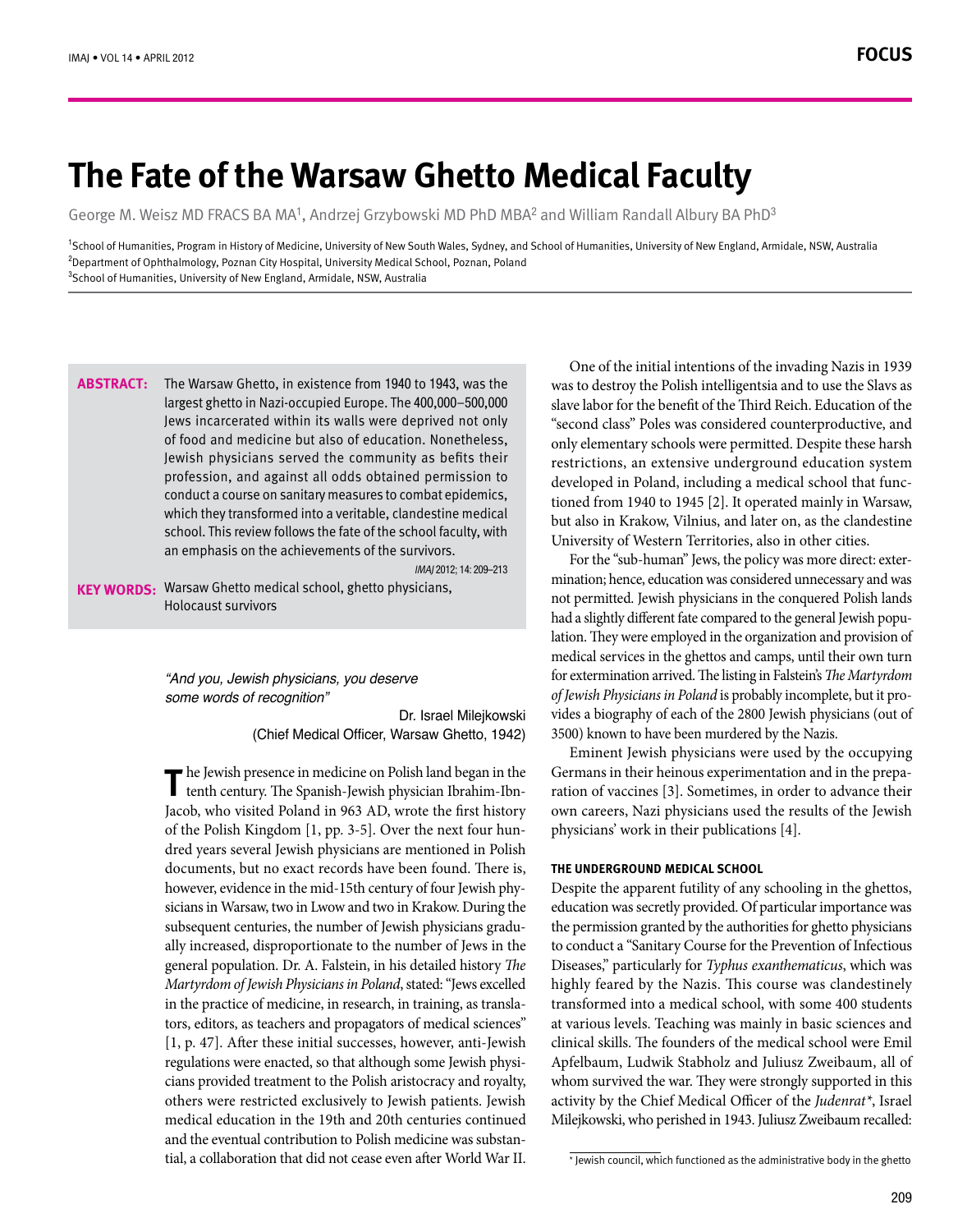# The Fate of the Warsaw Ghetto Medical Faculty

George M. Weisz MD FRACS BA MA[1], Andrzej Grzybowski MD PhD MBA[2] and William Randall Albury BA PhD[3]

[1]School of Humanities, Program in History of Medicine, University of New South Wales, Sydney, and School of Humanities, University of New England, Armidale, NSW, Australia
[2]Department of Ophthalmology, Poznan City Hospital, University Medical School, Poznan, Poland
[3]School of Humanities, University of New England, Armidale, NSW, Australia

**ABSTRACT:** The Warsaw Ghetto, in existence from 1940 to 1943, was the largest ghetto in Nazi-occupied Europe. The 400,000–500,000 Jews incarcerated within its walls were deprived not only of food and medicine but also of education. Nonetheless, Jewish physicians served the community as befits their profession, and against all odds obtained permission to conduct a course on sanitary measures to combat epidemics, which they transformed into a veritable, clandestine medical school. This review follows the fate of the school faculty, with an emphasis on the achievements of the survivors.

*IMAJ* 2012; 14: 209–213

**KEY WORDS:** Warsaw Ghetto medical school, ghetto physicians, Holocaust survivors

> *"And you, Jewish physicians, you deserve some words of recognition"*
>
> Dr. Israel Milejkowski (Chief Medical Officer, Warsaw Ghetto, 1942)

The Jewish presence in medicine on Polish land began in the tenth century. The Spanish-Jewish physician Ibrahim-Ibn-Jacob, who visited Poland in 963 AD, wrote the first history of the Polish Kingdom [1, pp. 3-5]. Over the next four hundred years several Jewish physicians are mentioned in Polish documents, but no exact records have been found. There is, however, evidence in the mid-15th century of four Jewish physicians in Warsaw, two in Lwow and two in Krakow. During the subsequent centuries, the number of Jewish physicians gradually increased, disproportionate to the number of Jews in the general population. Dr. A. Falstein, in his detailed history *The Martyrdom of Jewish Physicians in Poland*, stated: "Jews excelled in the practice of medicine, in research, in training, as translators, editors, as teachers and propagators of medical sciences" [1, p. 47]. After these initial successes, however, anti-Jewish regulations were enacted, so that although some Jewish physicians provided treatment to the Polish aristocracy and royalty, others were restricted exclusively to Jewish patients. Jewish medical education in the 19th and 20th centuries continued and the eventual contribution to Polish medicine was substantial, a collaboration that did not cease even after World War II.

One of the initial intentions of the invading Nazis in 1939 was to destroy the Polish intelligentsia and to use the Slavs as slave labor for the benefit of the Third Reich. Education of the "second class" Poles was considered counterproductive, and only elementary schools were permitted. Despite these harsh restrictions, an extensive underground education system developed in Poland, including a medical school that functioned from 1940 to 1945 [2]. It operated mainly in Warsaw, but also in Krakow, Vilnius, and later on, as the clandestine University of Western Territories, also in other cities.

For the "sub-human" Jews, the policy was more direct: extermination; hence, education was considered unnecessary and was not permitted. Jewish physicians in the conquered Polish lands had a slightly different fate compared to the general Jewish population. They were employed in the organization and provision of medical services in the ghettos and camps, until their own turn for extermination arrived. The listing in Falstein's *The Martyrdom of Jewish Physicians in Poland* is probably incomplete, but it provides a biography of each of the 2800 Jewish physicians (out of 3500) known to have been murdered by the Nazis.

Eminent Jewish physicians were used by the occupying Germans in their heinous experimentation and in the preparation of vaccines [3]. Sometimes, in order to advance their own careers, Nazi physicians used the results of the Jewish physicians' work in their publications [4].

## THE UNDERGROUND MEDICAL SCHOOL

Despite the apparent futility of any schooling in the ghettos, education was secretly provided. Of particular importance was the permission granted by the authorities for ghetto physicians to conduct a "Sanitary Course for the Prevention of Infectious Diseases," particularly for *Typhus exanthematicus*, which was highly feared by the Nazis. This course was clandestinely transformed into a medical school, with some 400 students at various levels. Teaching was mainly in basic sciences and clinical skills. The founders of the medical school were Emil Apfelbaum, Ludwik Stabholz and Juliusz Zweibaum, all of whom survived the war. They were strongly supported in this activity by the Chief Medical Officer of the *Judenrat*\*, Israel Milejkowski, who perished in 1943. Juliusz Zweibaum recalled:

\* Jewish council, which functioned as the administrative body in the ghetto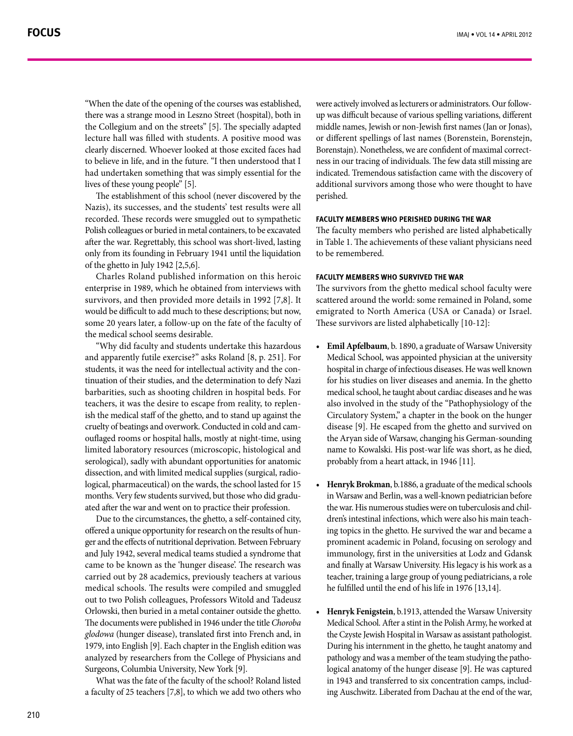"When the date of the opening of the courses was established, there was a strange mood in Leszno Street (hospital), both in the Collegium and on the streets" [5]. The specially adapted lecture hall was filled with students. A positive mood was clearly discerned. Whoever looked at those excited faces had to believe in life, and in the future. "I then understood that I had undertaken something that was simply essential for the lives of these young people" [5].

The establishment of this school (never discovered by the Nazis), its successes, and the students' test results were all recorded. These records were smuggled out to sympathetic Polish colleagues or buried in metal containers, to be excavated after the war. Regrettably, this school was short-lived, lasting only from its founding in February 1941 until the liquidation of the ghetto in July 1942 [2,5,6].

Charles Roland published information on this heroic enterprise in 1989, which he obtained from interviews with survivors, and then provided more details in 1992 [7,8]. It would be difficult to add much to these descriptions; but now, some 20 years later, a follow-up on the fate of the faculty of the medical school seems desirable.

"Why did faculty and students undertake this hazardous and apparently futile exercise?" asks Roland [8, p. 251]. For students, it was the need for intellectual activity and the continuation of their studies, and the determination to defy Nazi barbarities, such as shooting children in hospital beds. For teachers, it was the desire to escape from reality, to replenish the medical staff of the ghetto, and to stand up against the cruelty of beatings and overwork. Conducted in cold and camouflaged rooms or hospital halls, mostly at night-time, using limited laboratory resources (microscopic, histological and serological), sadly with abundant opportunities for anatomic dissection, and with limited medical supplies (surgical, radiological, pharmaceutical) on the wards, the school lasted for 15 months. Very few students survived, but those who did graduated after the war and went on to practice their profession.

Due to the circumstances, the ghetto, a self-contained city, offered a unique opportunity for research on the results of hunger and the effects of nutritional deprivation. Between February and July 1942, several medical teams studied a syndrome that came to be known as the 'hunger disease'. The research was carried out by 28 academics, previously teachers at various medical schools. The results were compiled and smuggled out to two Polish colleagues, Professors Witold and Tadeusz Orlowski, then buried in a metal container outside the ghetto. The documents were published in 1946 under the title *Choroba glodowa* (hunger disease), translated first into French and, in 1979, into English [9]. Each chapter in the English edition was analyzed by researchers from the College of Physicians and Surgeons, Columbia University, New York [9].

What was the fate of the faculty of the school? Roland listed a faculty of 25 teachers [7,8], to which we add two others who were actively involved as lecturers or administrators. Our follow-up was difficult because of various spelling variations, different middle names, Jewish or non-Jewish first names (Jan or Jonas), or different spellings of last names (Borenstein, Borenstejn, Borenstajn). Nonetheless, we are confident of maximal correctness in our tracing of individuals. The few data still missing are indicated. Tremendous satisfaction came with the discovery of additional survivors among those who were thought to have perished.

### FACULTY MEMBERS WHO PERISHED DURING THE WAR

The faculty members who perished are listed alphabetically in Table 1. The achievements of these valiant physicians need to be remembered.

### FACULTY MEMBERS WHO SURVIVED THE WAR

The survivors from the ghetto medical school faculty were scattered around the world: some remained in Poland, some emigrated to North America (USA or Canada) or Israel. These survivors are listed alphabetically [10-12]:

- **Emil Apfelbaum**, b. 1890, a graduate of Warsaw University Medical School, was appointed physician at the university hospital in charge of infectious diseases. He was well known for his studies on liver diseases and anemia. In the ghetto medical school, he taught about cardiac diseases and he was also involved in the study of the "Pathophysiology of the Circulatory System," a chapter in the book on the hunger disease [9]. He escaped from the ghetto and survived on the Aryan side of Warsaw, changing his German-sounding name to Kowalski. His post-war life was short, as he died, probably from a heart attack, in 1946 [11].

- **Henryk Brokman**, b.1886, a graduate of the medical schools in Warsaw and Berlin, was a well-known pediatrician before the war. His numerous studies were on tuberculosis and children's intestinal infections, which were also his main teaching topics in the ghetto. He survived the war and became a prominent academic in Poland, focusing on serology and immunology, first in the universities at Lodz and Gdansk and finally at Warsaw University. His legacy is his work as a teacher, training a large group of young pediatricians, a role he fulfilled until the end of his life in 1976 [13,14].

- **Henryk Fenigstein**, b.1913, attended the Warsaw University Medical School. After a stint in the Polish Army, he worked at the Czyste Jewish Hospital in Warsaw as assistant pathologist. During his internment in the ghetto, he taught anatomy and pathology and was a member of the team studying the pathological anatomy of the hunger disease [9]. He was captured in 1943 and transferred to six concentration camps, including Auschwitz. Liberated from Dachau at the end of the war,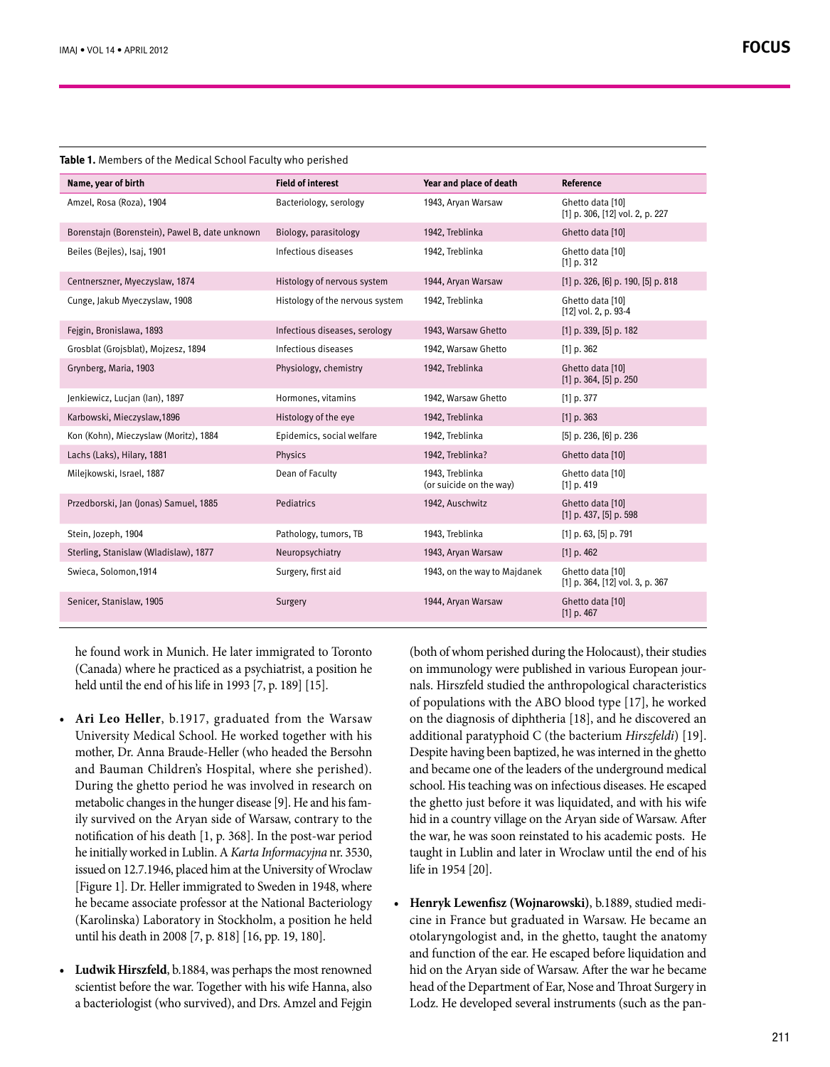**Table 1.** Members of the Medical School Faculty who perished

| Name, year of birth | Field of interest | Year and place of death | Reference |
|---|---|---|---|
| Amzel, Rosa (Roza), 1904 | Bacteriology, serology | 1943, Aryan Warsaw | Ghetto data [10] [1] p. 306, [12] vol. 2, p. 227 |
| Borenstajn (Borenstein), Pawel B, date unknown | Biology, parasitology | 1942, Treblinka | Ghetto data [10] |
| Beiles (Bejles), Isaj, 1901 | Infectious diseases | 1942, Treblinka | Ghetto data [10] [1] p. 312 |
| Centnerszner, Myeczyslaw, 1874 | Histology of nervous system | 1944, Aryan Warsaw | [1] p. 326, [6] p. 190, [5] p. 818 |
| Cunge, Jakub Myeczyslaw, 1908 | Histology of the nervous system | 1942, Treblinka | Ghetto data [10] [12] vol. 2, p. 93-4 |
| Fejgin, Bronislawa, 1893 | Infectious diseases, serology | 1943, Warsaw Ghetto | [1] p. 339, [5] p. 182 |
| Grosblat (Grojsblat), Mojzesz, 1894 | Infectious diseases | 1942, Warsaw Ghetto | [1] p. 362 |
| Grynberg, Maria, 1903 | Physiology, chemistry | 1942, Treblinka | Ghetto data [10] [1] p. 364, [5] p. 250 |
| Jenkiewicz, Lucjan (Ian), 1897 | Hormones, vitamins | 1942, Warsaw Ghetto | [1] p. 377 |
| Karbowski, Mieczyslaw,1896 | Histology of the eye | 1942, Treblinka | [1] p. 363 |
| Kon (Kohn), Mieczyslaw (Moritz), 1884 | Epidemics, social welfare | 1942, Treblinka | [5] p. 236, [6] p. 236 |
| Lachs (Laks), Hilary, 1881 | Physics | 1942, Treblinka? | Ghetto data [10] |
| Milejkowski, Israel, 1887 | Dean of Faculty | 1943, Treblinka (or suicide on the way) | Ghetto data [10] [1] p. 419 |
| Przedborski, Jan (Jonas) Samuel, 1885 | Pediatrics | 1942, Auschwitz | Ghetto data [10] [1] p. 437, [5] p. 598 |
| Stein, Jozeph, 1904 | Pathology, tumors, TB | 1943, Treblinka | [1] p. 63, [5] p. 791 |
| Sterling, Stanislaw (Wladislaw), 1877 | Neuropsychiatry | 1943, Aryan Warsaw | [1] p. 462 |
| Swieca, Solomon,1914 | Surgery, first aid | 1943, on the way to Majdanek | Ghetto data [10] [1] p. 364, [12] vol. 3, p. 367 |
| Senicer, Stanislaw, 1905 | Surgery | 1944, Aryan Warsaw | Ghetto data [10] [1] p. 467 |

he found work in Munich. He later immigrated to Toronto (Canada) where he practiced as a psychiatrist, a position he held until the end of his life in 1993 [7, p. 189] [15].

- **Ari Leo Heller**, b.1917, graduated from the Warsaw University Medical School. He worked together with his mother, Dr. Anna Braude-Heller (who headed the Bersohn and Bauman Children's Hospital, where she perished). During the ghetto period he was involved in research on metabolic changes in the hunger disease [9]. He and his family survived on the Aryan side of Warsaw, contrary to the notification of his death [1, p. 368]. In the post-war period he initially worked in Lublin. A *Karta Informacyjna* nr. 3530, issued on 12.7.1946, placed him at the University of Wroclaw [Figure 1]. Dr. Heller immigrated to Sweden in 1948, where he became associate professor at the National Bacteriology (Karolinska) Laboratory in Stockholm, a position he held until his death in 2008 [7, p. 818] [16, pp. 19, 180].

- **Ludwik Hirszfeld**, b.1884, was perhaps the most renowned scientist before the war. Together with his wife Hanna, also a bacteriologist (who survived), and Drs. Amzel and Fejgin (both of whom perished during the Holocaust), their studies on immunology were published in various European journals. Hirszfeld studied the anthropological characteristics of populations with the ABO blood type [17], he worked on the diagnosis of diphtheria [18], and he discovered an additional paratyphoid C (the bacterium *Hirszfeldi*) [19]. Despite having been baptized, he was interned in the ghetto and became one of the leaders of the underground medical school. His teaching was on infectious diseases. He escaped the ghetto just before it was liquidated, and with his wife hid in a country village on the Aryan side of Warsaw. After the war, he was soon reinstated to his academic posts. He taught in Lublin and later in Wroclaw until the end of his life in 1954 [20].

- **Henryk Lewenfisz (Wojnarowski)**, b.1889, studied medicine in France but graduated in Warsaw. He became an otolaryngologist and, in the ghetto, taught the anatomy and function of the ear. He escaped before liquidation and hid on the Aryan side of Warsaw. After the war he became head of the Department of Ear, Nose and Throat Surgery in Lodz. He developed several instruments (such as the pan-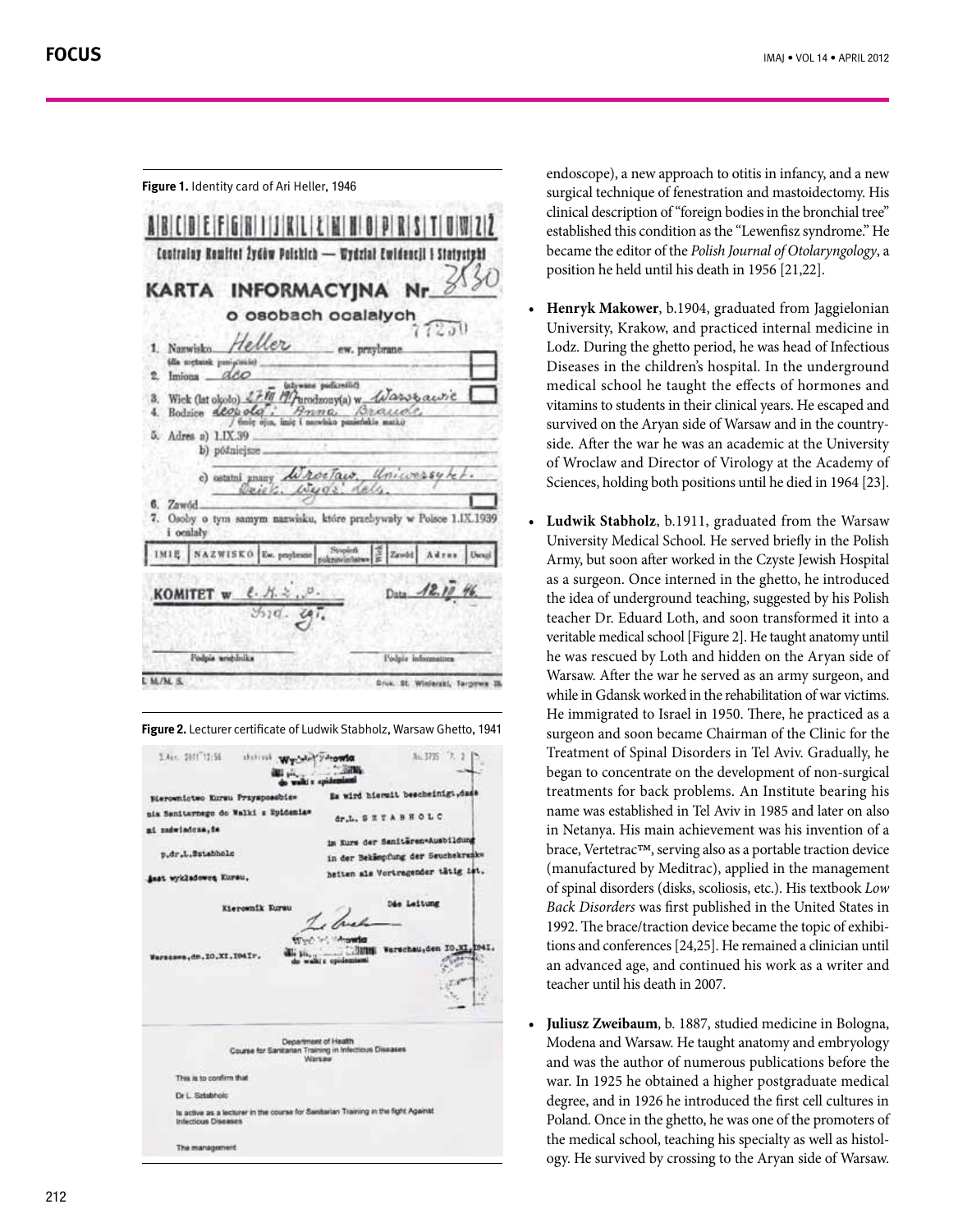**Figure 1.** Identity card of Ari Heller, 1946

**Figure 2.** Lecturer certificate of Ludwik Stabholz, Warsaw Ghetto, 1941

endoscope), a new approach to otitis in infancy, and a new surgical technique of fenestration and mastoidectomy. His clinical description of "foreign bodies in the bronchial tree" established this condition as the "Lewenfisz syndrome." He became the editor of the *Polish Journal of Otolaryngology*, a position he held until his death in 1956 [21,22].

- **Henryk Makower**, b.1904, graduated from Jaggielonian University, Krakow, and practiced internal medicine in Lodz. During the ghetto period, he was head of Infectious Diseases in the children's hospital. In the underground medical school he taught the effects of hormones and vitamins to students in their clinical years. He escaped and survived on the Aryan side of Warsaw and in the countryside. After the war he was an academic at the University of Wroclaw and Director of Virology at the Academy of Sciences, holding both positions until he died in 1964 [23].

- **Ludwik Stabholz**, b.1911, graduated from the Warsaw University Medical School. He served briefly in the Polish Army, but soon after worked in the Czyste Jewish Hospital as a surgeon. Once interned in the ghetto, he introduced the idea of underground teaching, suggested by his Polish teacher Dr. Eduard Loth, and soon transformed it into a veritable medical school [Figure 2]. He taught anatomy until he was rescued by Loth and hidden on the Aryan side of Warsaw. After the war he served as an army surgeon, and while in Gdansk worked in the rehabilitation of war victims. He immigrated to Israel in 1950. There, he practiced as a surgeon and soon became Chairman of the Clinic for the Treatment of Spinal Disorders in Tel Aviv. Gradually, he began to concentrate on the development of non-surgical treatments for back problems. An Institute bearing his name was established in Tel Aviv in 1985 and later on also in Netanya. His main achievement was his invention of a brace, Vertetrac™, serving also as a portable traction device (manufactured by Meditrac), applied in the management of spinal disorders (disks, scoliosis, etc.). His textbook *Low Back Disorders* was first published in the United States in 1992. The brace/traction device became the topic of exhibitions and conferences [24,25]. He remained a clinician until an advanced age, and continued his work as a writer and teacher until his death in 2007.

- **Juliusz Zweibaum**, b. 1887, studied medicine in Bologna, Modena and Warsaw. He taught anatomy and embryology and was the author of numerous publications before the war. In 1925 he obtained a higher postgraduate medical degree, and in 1926 he introduced the first cell cultures in Poland. Once in the ghetto, he was one of the promoters of the medical school, teaching his specialty as well as histology. He survived by crossing to the Aryan side of Warsaw.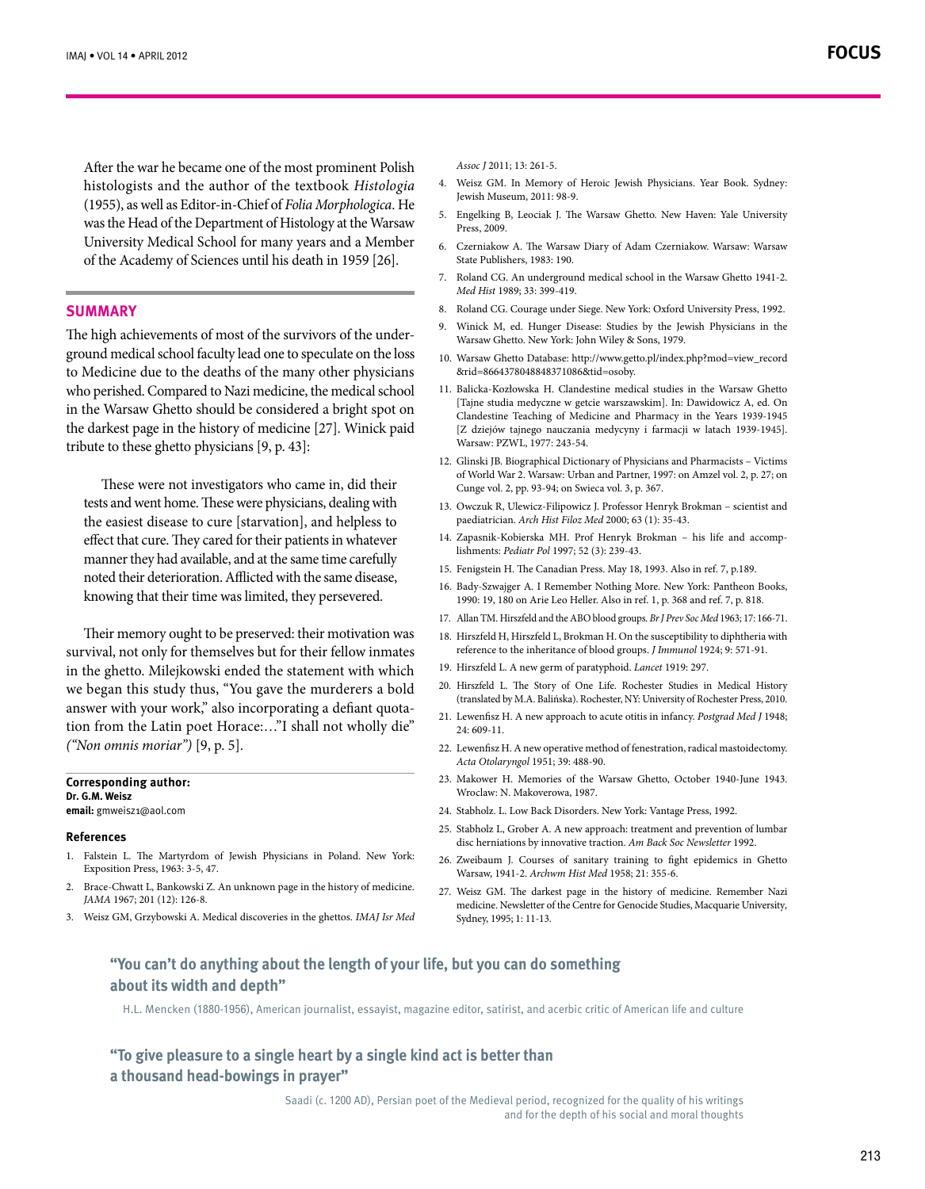After the war he became one of the most prominent Polish histologists and the author of the textbook *Histologia* (1955), as well as Editor-in-Chief of *Folia Morphologica*. He was the Head of the Department of Histology at the Warsaw University Medical School for many years and a Member of the Academy of Sciences until his death in 1959 [26].

## SUMMARY

The high achievements of most of the survivors of the underground medical school faculty lead one to speculate on the loss to Medicine due to the deaths of the many other physicians who perished. Compared to Nazi medicine, the medical school in the Warsaw Ghetto should be considered a bright spot on the darkest page in the history of medicine [27]. Winick paid tribute to these ghetto physicians [9, p. 43]:

> These were not investigators who came in, did their tests and went home. These were physicians, dealing with the easiest disease to cure [starvation], and helpless to effect that cure. They cared for their patients in whatever manner they had available, and at the same time carefully noted their deterioration. Afflicted with the same disease, knowing that their time was limited, they persevered.

Their memory ought to be preserved: their motivation was survival, not only for themselves but for their fellow inmates in the ghetto. Milejkowski ended the statement with which we began this study thus, "You gave the murderers a bold answer with your work," also incorporating a defiant quotation from the Latin poet Horace:…"I shall not wholly die" *("Non omnis moriar")* [9, p. 5].

**Corresponding author:**
**Dr. G.M. Weisz**
**email:** gmweisz1@aol.com

### References

1. Falstein L. The Martyrdom of Jewish Physicians in Poland. New York: Exposition Press, 1963: 3-5, 47.
2. Brace-Chwatt L, Bankowski Z. An unknown page in the history of medicine. *JAMA* 1967; 201 (12): 126-8.
3. Weisz GM, Grzybowski A. Medical discoveries in the ghettos. *IMAJ Isr Med Assoc J* 2011; 13: 261-5.
4. Weisz GM. In Memory of Heroic Jewish Physicians. Year Book. Sydney: Jewish Museum, 2011: 98-9.
5. Engelking B, Leociak J. The Warsaw Ghetto. New Haven: Yale University Press, 2009.
6. Czerniakow A. The Warsaw Diary of Adam Czerniakow. Warsaw: Warsaw State Publishers, 1983: 190.
7. Roland CG. An underground medical school in the Warsaw Ghetto 1941-2. *Med Hist* 1989; 33: 399-419.
8. Roland CG. Courage under Siege. New York: Oxford University Press, 1992.
9. Winick M, ed. Hunger Disease: Studies by the Jewish Physicians in the Warsaw Ghetto. New York: John Wiley & Sons, 1979.
10. Warsaw Ghetto Database: http://www.getto.pl/index.php?mod=view_record&rid=8664378048848371086&tid=osoby.
11. Balicka-Kozłowska H. Clandestine medical studies in the Warsaw Ghetto [Tajne studia medyczne w getcie warszawskim]. In: Dawidowicz A, ed. On Clandestine Teaching of Medicine and Pharmacy in the Years 1939-1945 [Z dziejów tajnego nauczania medycyny i farmacji w latach 1939-1945]. Warsaw: PZWL, 1977: 243-54.
12. Glinski JB. Biographical Dictionary of Physicians and Pharmacists – Victims of World War 2. Warsaw: Urban and Partner, 1997: on Amzel vol. 2, p. 27; on Cunge vol. 2, pp. 93-94; on Swieca vol. 3, p. 367.
13. Owczuk R, Ulewicz-Filipowicz J. Professor Henryk Brokman – scientist and paediatrician. *Arch Hist Filoz Med* 2000; 63 (1): 35-43.
14. Zapasnik-Kobierska MH. Prof Henryk Brokman – his life and accomplishments: *Pediatr Pol* 1997; 52 (3): 239-43.
15. Fenigstein H. The Canadian Press. May 18, 1993. Also in ref. 7, p.189.
16. Bady-Szwajger A. I Remember Nothing More. New York: Pantheon Books, 1990: 19, 180 on Arie Leo Heller. Also in ref. 1, p. 368 and ref. 7, p. 818.
17. Allan TM. Hirszfeld and the ABO blood groups. *Br J Prev Soc Med* 1963; 17: 166-71.
18. Hirszfeld H, Hirszfeld L, Brokman H. On the susceptibility to diphtheria with reference to the inheritance of blood groups. *J Immunol* 1924; 9: 571-91.
19. Hirszfeld L. A new germ of paratyphoid. *Lancet* 1919: 297.
20. Hirszfeld L. The Story of One Life. Rochester Studies in Medical History (translated by M.A. Balińska). Rochester, NY: University of Rochester Press, 2010.
21. Lewenfisz H. A new approach to acute otitis in infancy. *Postgrad Med J* 1948; 24: 609-11.
22. Lewenfisz H. A new operative method of fenestration, radical mastoidectomy. *Acta Otolaryngol* 1951; 39: 488-90.
23. Makower H. Memories of the Warsaw Ghetto, October 1940-June 1943. Wroclaw: N. Makoverowa, 1987.
24. Stabholz. L. Low Back Disorders. New York: Vantage Press, 1992.
25. Stabholz L, Grober A. A new approach: treatment and prevention of lumbar disc herniations by innovative traction. *Am Back Soc Newsletter* 1992.
26. Zweibaum J. Courses of sanitary training to fight epidemics in Ghetto Warsaw, 1941-2. *Archwm Hist Med* 1958; 21: 355-6.
27. Weisz GM. The darkest page in the history of medicine. Remember Nazi medicine. Newsletter of the Centre for Genocide Studies, Macquarie University, Sydney, 1995; 1: 11-13.

**"You can't do anything about the length of your life, but you can do something about its width and depth"**

H.L. Mencken (1880-1956), American journalist, essayist, magazine editor, satirist, and acerbic critic of American life and culture

**"To give pleasure to a single heart by a single kind act is better than a thousand head-bowings in prayer"**

Saadi (c. 1200 AD), Persian poet of the Medieval period, recognized for the quality of his writings and for the depth of his social and moral thoughts